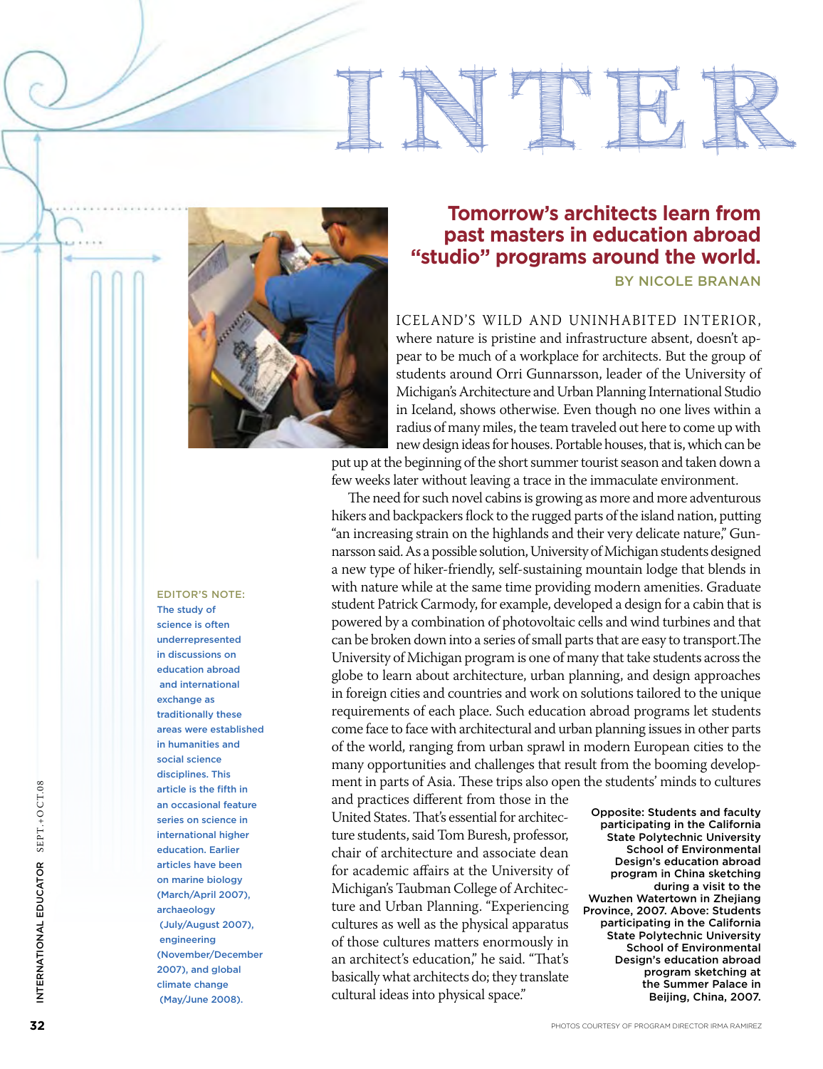# INTER

## Tomorrow's architects learn from past masters in education abroad "studio" programs around the world.

BY NICOLE BRANAN

ICELAND'S WILD AND UNINHABITED INTERIOR, where nature is pristine and infrastructure absent, doesn't appear to be much of a workplace for architects. But the group of students around Orri Gunnarsson, leader of the University of Michigan's Architecture and Urban Planning International Studio in Iceland, shows otherwise. Even though no one lives within a radius of many miles, the team traveled out here to come up with new design ideas for houses. Portable houses, that is, which can be put up at the beginning of the short summer tourist season and taken down a few weeks later without leaving a trace in the immaculate environment.

The need for such novel cabins is growing as more and more adventurous hikers and backpackers flock to the rugged parts of the island nation, putting "an increasing strain on the highlands and their very delicate nature," Gunnarsson said. As a possible solution, University of Michigan students designed a new type of hiker-friendly, self-sustaining mountain lodge that blends in with nature while at the same time providing modern amenities. Graduate student Patrick Carmody, for example, developed a design for a cabin that is powered by a combination of photovoltaic cells and wind turbines and that can be broken down into a series of small parts that are easy to transport. The University of Michigan program is one of many that take students across the globe to learn about architecture, urban planning, and design approaches in foreign cities and countries and work on solutions tailored to the unique requirements of each place. Such education abroad programs let students come face to face with architectural and urban planning issues in other parts of the world, ranging from urban sprawl in modern European cities to the many opportunities and challenges that result from the booming development in parts of Asia. These trips also open the students' minds to cultures and practices different from those in the United States. That's essential for architecture students, said Tom Buresh, professor, chair of architecture and associate dean for academic affairs at the University of Michigan's Taubman College of Architecture and Urban Planning. "Experiencing cultures as well as the physical apparatus of those cultures matters enormously in an architect's education," he said. "That's basically what architects do; they translate cultural ideas into physical space."

Opposite: Students and faculty participating in the California State Polytechnic University School of Environmental Design's education abroad program in China sketching during a visit to the Wuzhen Watertown in Zhejiang Province, 2007. Above: Students participating in the California State Polytechnic University School of Environmental Design's education abroad program sketching at the Summer Palace in Beijing, China, 2007.

EDITOR'S NOTE: The study of science is often underrepresented in discussions on education abroad and international exchange as traditionally these areas were established in humanities and social science disciplines. This article is the fifth in an occasional feature series on science in international higher education. Earlier articles have been on marine biology (March/April 2007), archaeology (July/August 2007), engineering (November/December 2007), and global climate change (May/June 2008).

PHOTOS COURTESY OF PROGRAM DIRECTOR IRMA RAMIREZ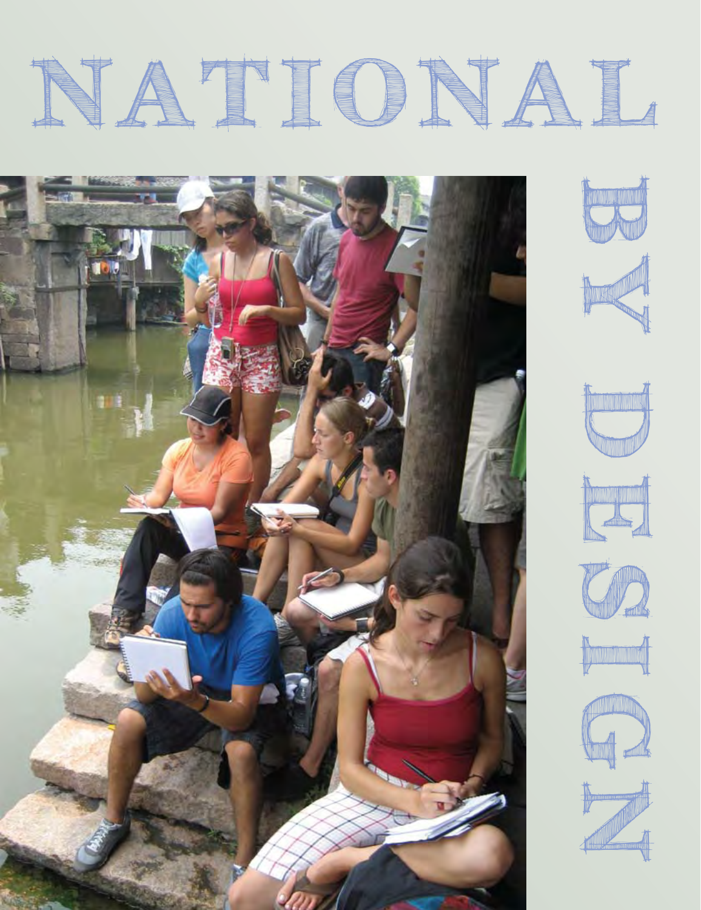# NATIONAL BY DESIGN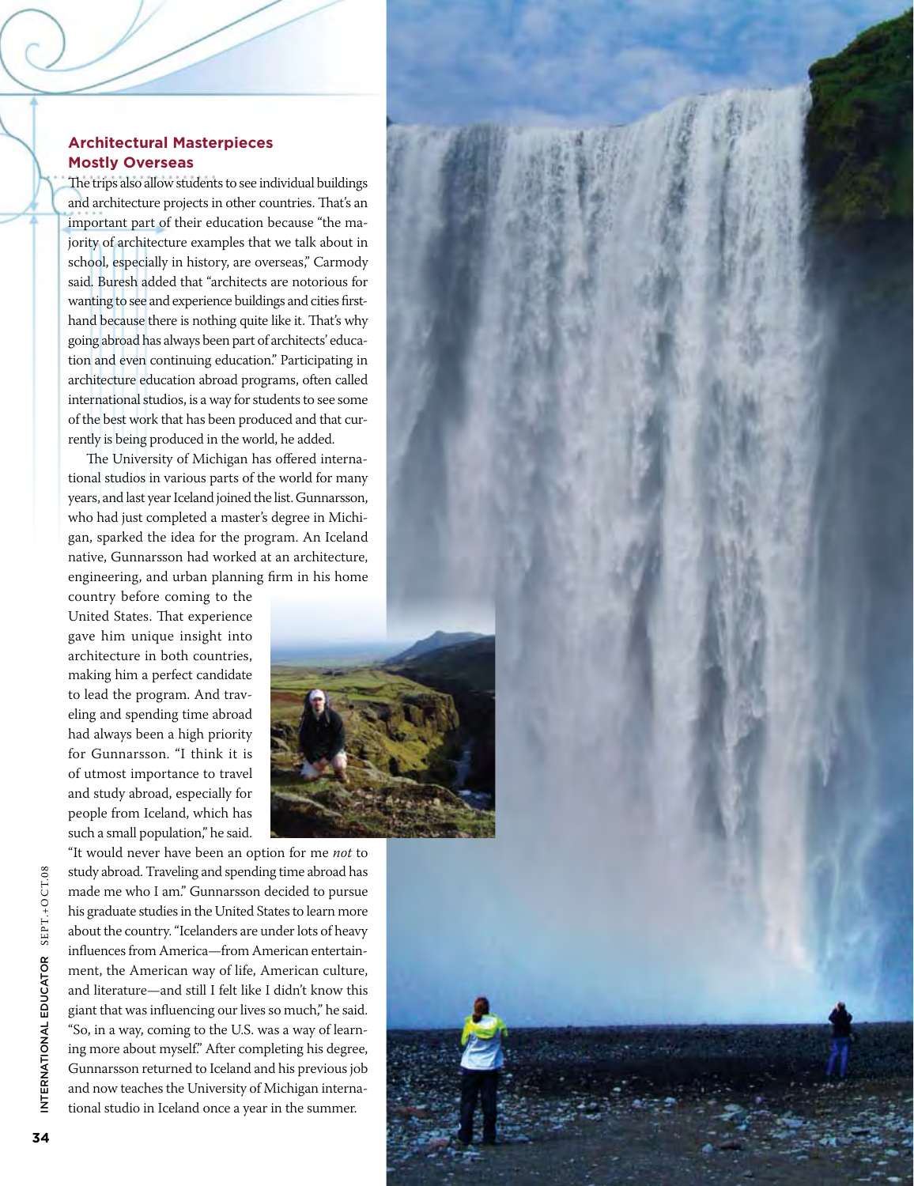### Architectural Masterpieces Mostly Overseas

The trips also allow students to see individual buildings and architecture projects in other countries. That's an important part of their education because "the majority of architecture examples that we talk about in school, especially in history, are overseas," Carmody said. Buresh added that "architects are notorious for wanting to see and experience buildings and cities firsthand because there is nothing quite like it. That's why going abroad has always been part of architects' education and even continuing education." Participating in architecture education abroad programs, often called international studios, is a way for students to see some of the best work that has been produced and that currently is being produced in the world, he added.

The University of Michigan has offered international studios in various parts of the world for many years, and last year Iceland joined the list. Gunnarsson, who had just completed a master's degree in Michigan, sparked the idea for the program. An Iceland native, Gunnarsson had worked at an architecture, engineering, and urban planning firm in his home country before coming to the United States. That experience gave him unique insight into architecture in both countries, making him a perfect candidate to lead the program. And traveling and spending time abroad had always been a high priority for Gunnarsson. "I think it is of utmost importance to travel and study abroad, especially for people from Iceland, which has such a small population," he said. "It would never have been an option for me *not* to study abroad. Traveling and spending time abroad has made me who I am." Gunnarsson decided to pursue his graduate studies in the United States to learn more about the country. "Icelanders are under lots of heavy influences from America—from American entertainment, the American way of life, American culture, and literature—and still I felt like I didn't know this giant that was influencing our lives so much," he said. "So, in a way, coming to the U.S. was a way of learning more about myself." After completing his degree, Gunnarsson returned to Iceland and his previous job and now teaches the University of Michigan international studio in Iceland once a year in the summer.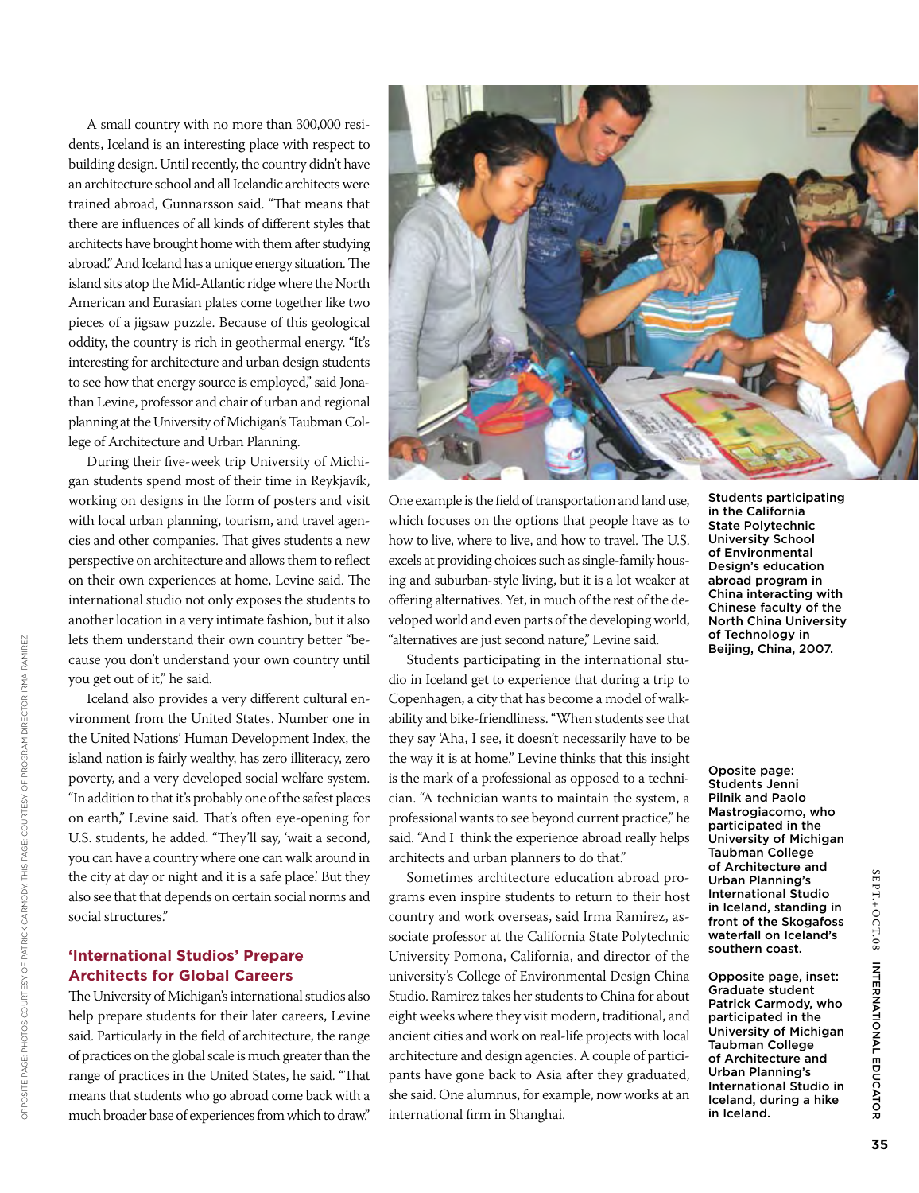A small country with no more than 300,000 residents, Iceland is an interesting place with respect to building design. Until recently, the country didn't have an architecture school and all Icelandic architects were trained abroad, Gunnarsson said. "That means that there are influences of all kinds of different styles that architects have brought home with them after studying abroad." And Iceland has a unique energy situation. The island sits atop the Mid-Atlantic ridge where the North American and Eurasian plates come together like two pieces of a jigsaw puzzle. Because of this geological oddity, the country is rich in geothermal energy. "It's interesting for architecture and urban design students to see how that energy source is employed," said Jonathan Levine, professor and chair of urban and regional planning at the University of Michigan's Taubman College of Architecture and Urban Planning.

During their five-week trip University of Michigan students spend most of their time in Reykjavík, working on designs in the form of posters and visit with local urban planning, tourism, and travel agencies and other companies. That gives students a new perspective on architecture and allows them to reflect on their own experiences at home, Levine said. The international studio not only exposes the students to another location in a very intimate fashion, but it also lets them understand their own country better "because you don't understand your own country until you get out of it," he said.

Iceland also provides a very different cultural environment from the United States. Number one in the United Nations' Human Development Index, the island nation is fairly wealthy, has zero illiteracy, zero poverty, and a very developed social welfare system. "In addition to that it's probably one of the safest places on earth," Levine said. That's often eye-opening for U.S. students, he added. "They'll say, 'wait a second, you can have a country where one can walk around in the city at day or night and it is a safe place.' But they also see that that depends on certain social norms and social structures."

## 'International Studios' Prepare Architects for Global Careers

The University of Michigan's international studios also help prepare students for their later careers, Levine said. Particularly in the field of architecture, the range of practices on the global scale is much greater than the range of practices in the United States, he said. "That means that students who go abroad come back with a much broader base of experiences from which to draw." One example is the field of transportation and land use, which focuses on the options that people have as to how to live, where to live, and how to travel. The U.S. excels at providing choices such as single-family housing and suburban-style living, but it is a lot weaker at offering alternatives. Yet, in much of the rest of the developed world and even parts of the developing world, "alternatives are just second nature," Levine said.

Students participating in the international studio in Iceland get to experience that during a trip to Copenhagen, a city that has become a model of walkability and bike-friendliness. "When students see that they say 'Aha, I see, it doesn't necessarily have to be the way it is at home." Levine thinks that this insight is the mark of a professional as opposed to a technician. "A technician wants to maintain the system, a professional wants to see beyond current practice," he said. "And I think the experience abroad really helps architects and urban planners to do that."

Sometimes architecture education abroad programs even inspire students to return to their host country and work overseas, said Irma Ramirez, associate professor at the California State Polytechnic University Pomona, California, and director of the university's College of Environmental Design China Studio. Ramirez takes her students to China for about eight weeks where they visit modern, traditional, and ancient cities and work on real-life projects with local architecture and design agencies. A couple of participants have gone back to Asia after they graduated, she said. One alumnus, for example, now works at an international firm in Shanghai.

**Students participating in the California State Polytechnic University School of Environmental Design's education abroad program in China interacting with Chinese faculty of the North China University of Technology in Beijing, China, 2007.**

**Opposite page: Students Jenni Pilnik and Paolo Mastrogiacomo, who participated in the University of Michigan Taubman College of Architecture and Urban Planning's International Studio in Iceland, standing in front of the Skogafoss waterfall on Iceland's southern coast.**

**Opposite page, inset: Graduate student Patrick Carmody, who participated in the University of Michigan Taubman College of Architecture and Urban Planning's International Studio in Iceland, during a hike in Iceland.**

OPPOSITE PAGE PHOTOS COURTESY OF PATRICK CARMODY; THIS PAGE: COURTESY OF PROGRAM DIRECTOR IRMA RAMIREZ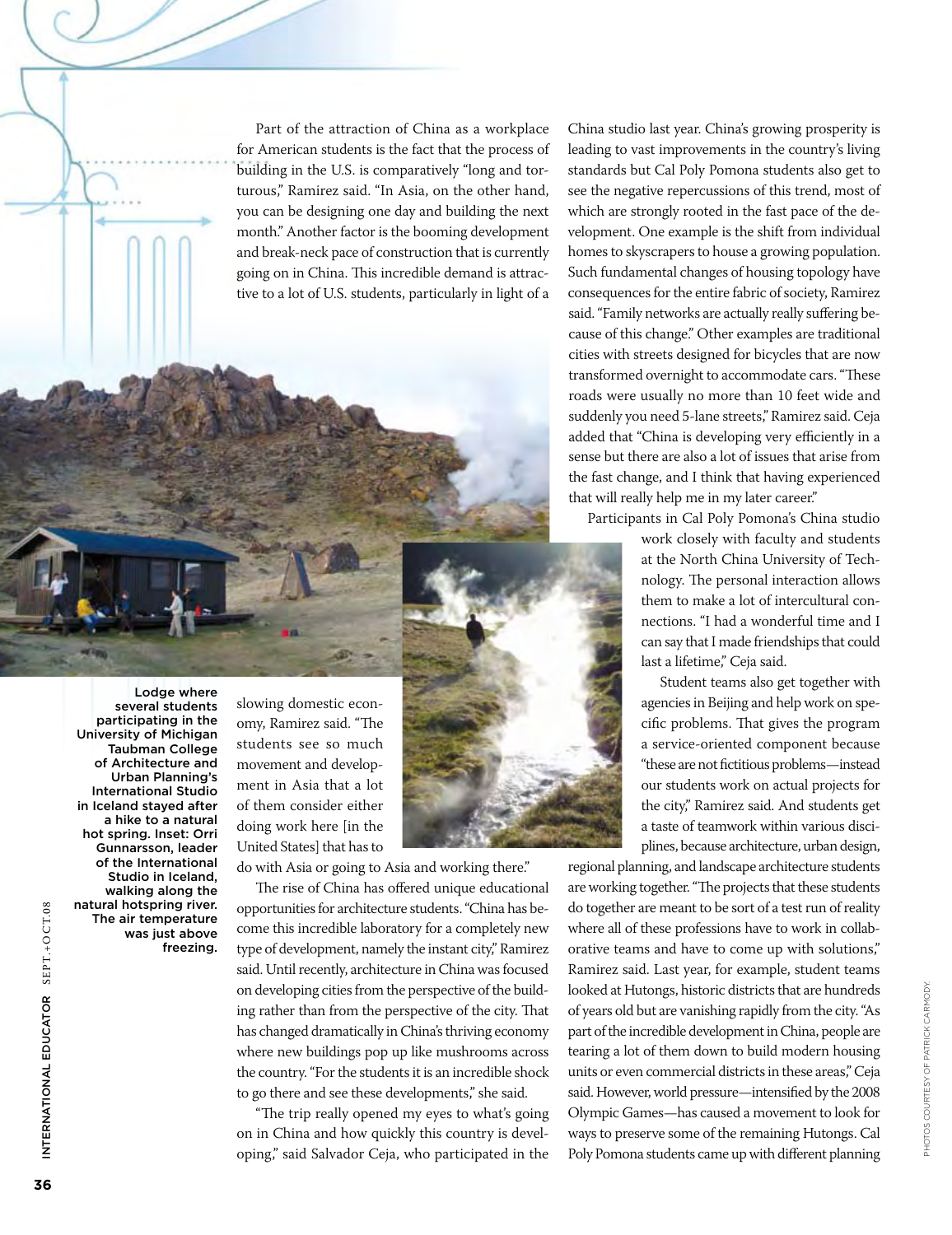Part of the attraction of China as a workplace for American students is the fact that the process of building in the U.S. is comparatively "long and torturous," Ramirez said. "In Asia, on the other hand, you can be designing one day and building the next month." Another factor is the booming development and break-neck pace of construction that is currently going on in China. This incredible demand is attractive to a lot of U.S. students, particularly in light of a slowing domestic economy, Ramirez said. "The students see so much movement and development in Asia that a lot of them consider either doing work here [in the United States] that has to do with Asia or going to Asia and working there."

The rise of China has offered unique educational opportunities for architecture students. "China has become this incredible laboratory for a completely new type of development, namely the instant city," Ramirez said. Until recently, architecture in China was focused on developing cities from the perspective of the building rather than from the perspective of the city. That has changed dramatically in China's thriving economy where new buildings pop up like mushrooms across the country. "For the students it is an incredible shock to go there and see these developments," she said.

"The trip really opened my eyes to what's going on in China and how quickly this country is developing," said Salvador Ceja, who participated in the China studio last year. China's growing prosperity is leading to vast improvements in the country's living standards but Cal Poly Pomona students also get to see the negative repercussions of this trend, most of which are strongly rooted in the fast pace of the development. One example is the shift from individual homes to skyscrapers to house a growing population. Such fundamental changes of housing topology have consequences for the entire fabric of society, Ramirez said. "Family networks are actually really suffering because of this change." Other examples are traditional cities with streets designed for bicycles that are now transformed overnight to accommodate cars. "These roads were usually no more than 10 feet wide and suddenly you need 5-lane streets," Ramirez said. Ceja added that "China is developing very efficiently in a sense but there are also a lot of issues that arise from the fast change, and I think that having experienced that will really help me in my later career."

Participants in Cal Poly Pomona's China studio work closely with faculty and students at the North China University of Technology. The personal interaction allows them to make a lot of intercultural connections. "I had a wonderful time and I can say that I made friendships that could last a lifetime," Ceja said.

Student teams also get together with agencies in Beijing and help work on specific problems. That gives the program a service-oriented component because "these are not fictitious problems—instead our students work on actual projects for the city," Ramirez said. And students get a taste of teamwork within various disciplines, because architecture, urban design, regional planning, and landscape architecture students are working together. "The projects that these students do together are meant to be sort of a test run of reality where all of these professions have to work in collaborative teams and have to come up with solutions," Ramirez said. Last year, for example, student teams looked at Hutongs, historic districts that are hundreds of years old but are vanishing rapidly from the city. "As part of the incredible development in China, people are tearing a lot of them down to build modern housing units or even commercial districts in these areas," Ceja said. However, world pressure—intensified by the 2008 Olympic Games—has caused a movement to look for ways to preserve some of the remaining Hutongs. Cal Poly Pomona students came up with different planning

**Lodge where several students participating in the University of Michigan Taubman College of Architecture and Urban Planning's International Studio in Iceland stayed after a hike to a natural hot spring. Inset: Orri Gunnarsson, leader of the International Studio in Iceland, walking along the natural hotspring river. The air temperature was just above freezing.**

PHOTOS COURTESY OF PATRICK CARMODY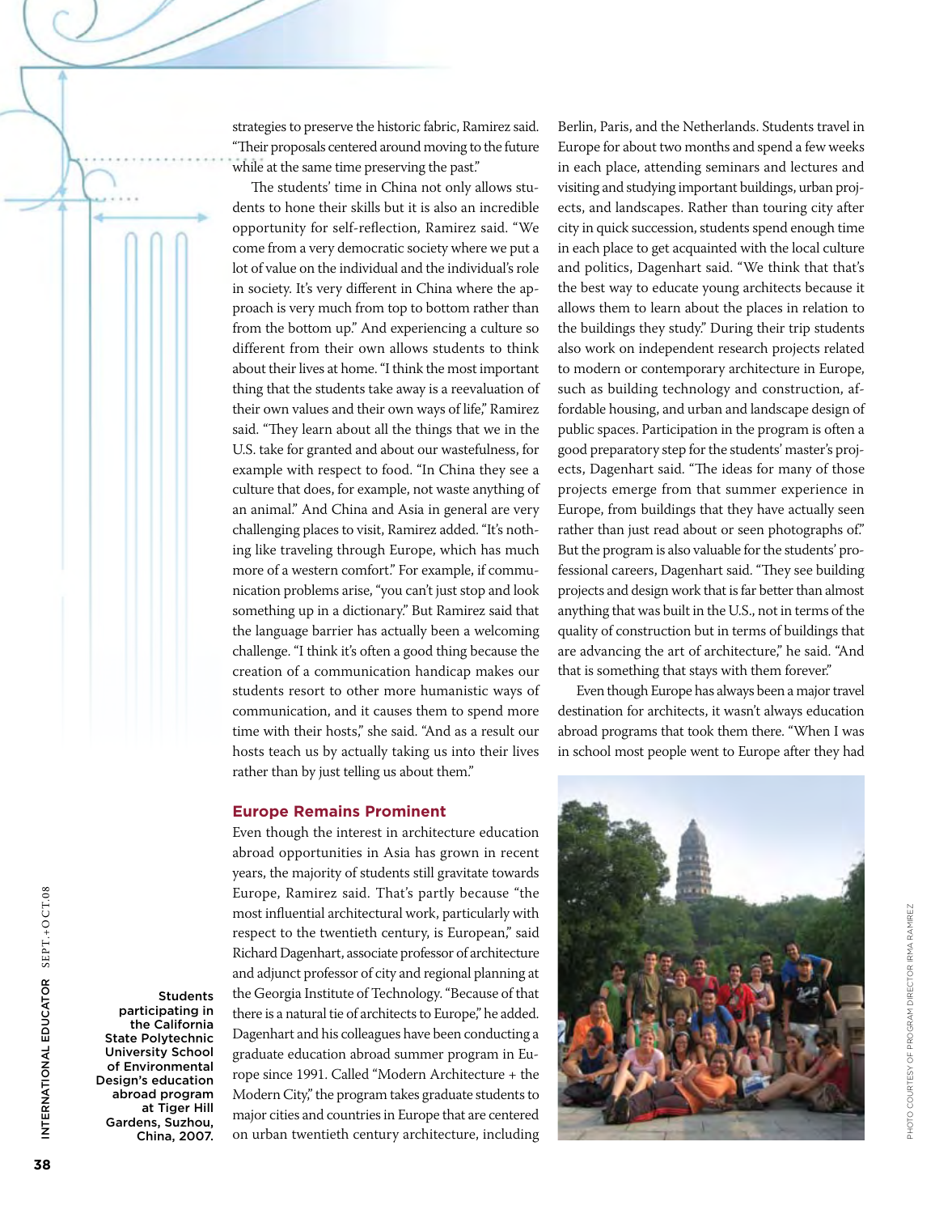strategies to preserve the historic fabric, Ramirez said. "Their proposals centered around moving to the future while at the same time preserving the past."

The students' time in China not only allows students to hone their skills but it is also an incredible opportunity for self-reflection, Ramirez said. "We come from a very democratic society where we put a lot of value on the individual and the individual's role in society. It's very different in China where the approach is very much from top to bottom rather than from the bottom up." And experiencing a culture so different from their own allows students to think about their lives at home. "I think the most important thing that the students take away is a reevaluation of their own values and their own ways of life," Ramirez said. "They learn about all the things that we in the U.S. take for granted and about our wastefulness, for example with respect to food. "In China they see a culture that does, for example, not waste anything of an animal." And China and Asia in general are very challenging places to visit, Ramirez added. "It's nothing like traveling through Europe, which has much more of a western comfort." For example, if communication problems arise, "you can't just stop and look something up in a dictionary." But Ramirez said that the language barrier has actually been a welcoming challenge. "I think it's often a good thing because the creation of a communication handicap makes our students resort to other more humanistic ways of communication, and it causes them to spend more time with their hosts," she said. "And as a result our hosts teach us by actually taking us into their lives rather than by just telling us about them."

## Europe Remains Prominent

Even though the interest in architecture education abroad opportunities in Asia has grown in recent years, the majority of students still gravitate towards Europe, Ramirez said. That's partly because "the most influential architectural work, particularly with respect to the twentieth century, is European," said Richard Dagenhart, associate professor of architecture and adjunct professor of city and regional planning at the Georgia Institute of Technology. "Because of that there is a natural tie of architects to Europe," he added. Dagenhart and his colleagues have been conducting a graduate education abroad summer program in Europe since 1991. Called "Modern Architecture + the Modern City," the program takes graduate students to major cities and countries in Europe that are centered on urban twentieth century architecture, including Berlin, Paris, and the Netherlands. Students travel in Europe for about two months and spend a few weeks in each place, attending seminars and lectures and visiting and studying important buildings, urban projects, and landscapes. Rather than touring city after city in quick succession, students spend enough time in each place to get acquainted with the local culture and politics, Dagenhart said. "We think that that's the best way to educate young architects because it allows them to learn about the places in relation to the buildings they study." During their trip students also work on independent research projects related to modern or contemporary architecture in Europe, such as building technology and construction, affordable housing, and urban and landscape design of public spaces. Participation in the program is often a good preparatory step for the students' master's projects, Dagenhart said. "The ideas for many of those projects emerge from that summer experience in Europe, from buildings that they have actually seen rather than just read about or seen photographs of." But the program is also valuable for the students' professional careers, Dagenhart said. "They see building projects and design work that is far better than almost anything that was built in the U.S., not in terms of the quality of construction but in terms of buildings that are advancing the art of architecture," he said. "And that is something that stays with them forever."

Even though Europe has always been a major travel destination for architects, it wasn't always education abroad programs that took them there. "When I was in school most people went to Europe after they had

**Students participating in the California State Polytechnic University School of Environmental Design's education abroad program at Tiger Hill Gardens, Suzhou, China, 2007.**

PHOTO COURTESY OF PROGRAM DIRECTOR IRMA RAMIREZ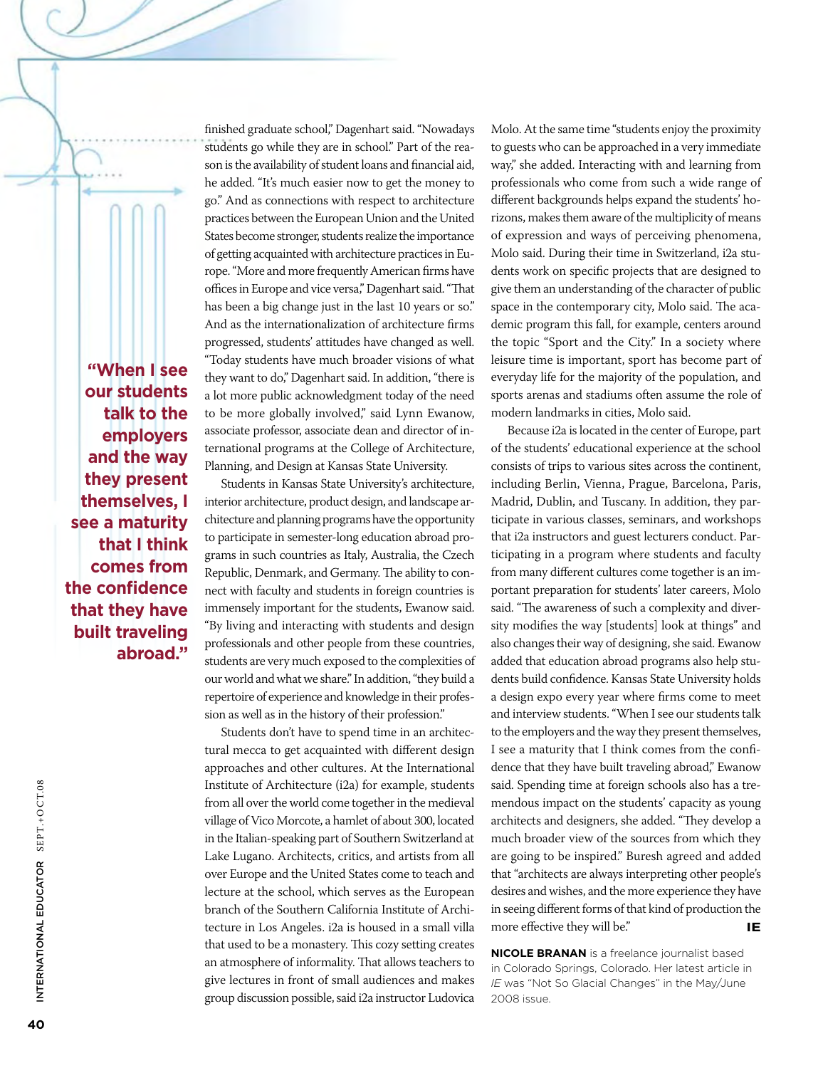finished graduate school," Dagenhart said. "Nowadays students go while they are in school." Part of the reason is the availability of student loans and financial aid, he added. "It's much easier now to get the money to go." And as connections with respect to architecture practices between the European Union and the United States become stronger, students realize the importance of getting acquainted with architecture practices in Europe. "More and more frequently American firms have offices in Europe and vice versa," Dagenhart said. "That has been a big change just in the last 10 years or so." And as the internationalization of architecture firms progressed, students' attitudes have changed as well. "Today students have much broader visions of what they want to do," Dagenhart said. In addition, "there is a lot more public acknowledgment today of the need to be more globally involved," said Lynn Ewanow, associate professor, associate dean and director of international programs at the College of Architecture, Planning, and Design at Kansas State University.

> **"When I see our students talk to the employers and the way they present themselves, I see a maturity that I think comes from the confidence that they have built traveling abroad."**

Students in Kansas State University's architecture, interior architecture, product design, and landscape architecture and planning programs have the opportunity to participate in semester-long education abroad programs in such countries as Italy, Australia, the Czech Republic, Denmark, and Germany. The ability to connect with faculty and students in foreign countries is immensely important for the students, Ewanow said. "By living and interacting with students and design professionals and other people from these countries, students are very much exposed to the complexities of our world and what we share." In addition, "they build a repertoire of experience and knowledge in their profession as well as in the history of their profession."

Students don't have to spend time in an architectural mecca to get acquainted with different design approaches and other cultures. At the International Institute of Architecture (i2a) for example, students from all over the world come together in the medieval village of Vico Morcote, a hamlet of about 300, located in the Italian-speaking part of Southern Switzerland at Lake Lugano. Architects, critics, and artists from all over Europe and the United States come to teach and lecture at the school, which serves as the European branch of the Southern California Institute of Architecture in Los Angeles. i2a is housed in a small villa that used to be a monastery. This cozy setting creates an atmosphere of informality. That allows teachers to give lectures in front of small audiences and makes group discussion possible, said i2a instructor Ludovica Molo. At the same time "students enjoy the proximity to guests who can be approached in a very immediate way," she added. Interacting with and learning from professionals who come from such a wide range of different backgrounds helps expand the students' horizons, makes them aware of the multiplicity of means of expression and ways of perceiving phenomena, Molo said. During their time in Switzerland, i2a students work on specific projects that are designed to give them an understanding of the character of public space in the contemporary city, Molo said. The academic program this fall, for example, centers around the topic "Sport and the City." In a society where leisure time is important, sport has become part of everyday life for the majority of the population, and sports arenas and stadiums often assume the role of modern landmarks in cities, Molo said.

Because i2a is located in the center of Europe, part of the students' educational experience at the school consists of trips to various sites across the continent, including Berlin, Vienna, Prague, Barcelona, Paris, Madrid, Dublin, and Tuscany. In addition, they participate in various classes, seminars, and workshops that i2a instructors and guest lecturers conduct. Participating in a program where students and faculty from many different cultures come together is an important preparation for students' later careers, Molo said. "The awareness of such a complexity and diversity modifies the way [students] look at things" and also changes their way of designing, she said. Ewanow added that education abroad programs also help students build confidence. Kansas State University holds a design expo every year where firms come to meet and interview students. "When I see our students talk to the employers and the way they present themselves, I see a maturity that I think comes from the confidence that they have built traveling abroad," Ewanow said. Spending time at foreign schools also has a tremendous impact on the students' capacity as young architects and designers, she added. "They develop a much broader view of the sources from which they are going to be inspired." Buresh agreed and added that "architects are always interpreting other people's desires and wishes, and the more experience they have in seeing different forms of that kind of production the more effective they will be." **IE**

**NICOLE BRANAN** is a freelance journalist based in Colorado Springs, Colorado. Her latest article in *IE* was "Not So Glacial Changes" in the May/June 2008 issue.